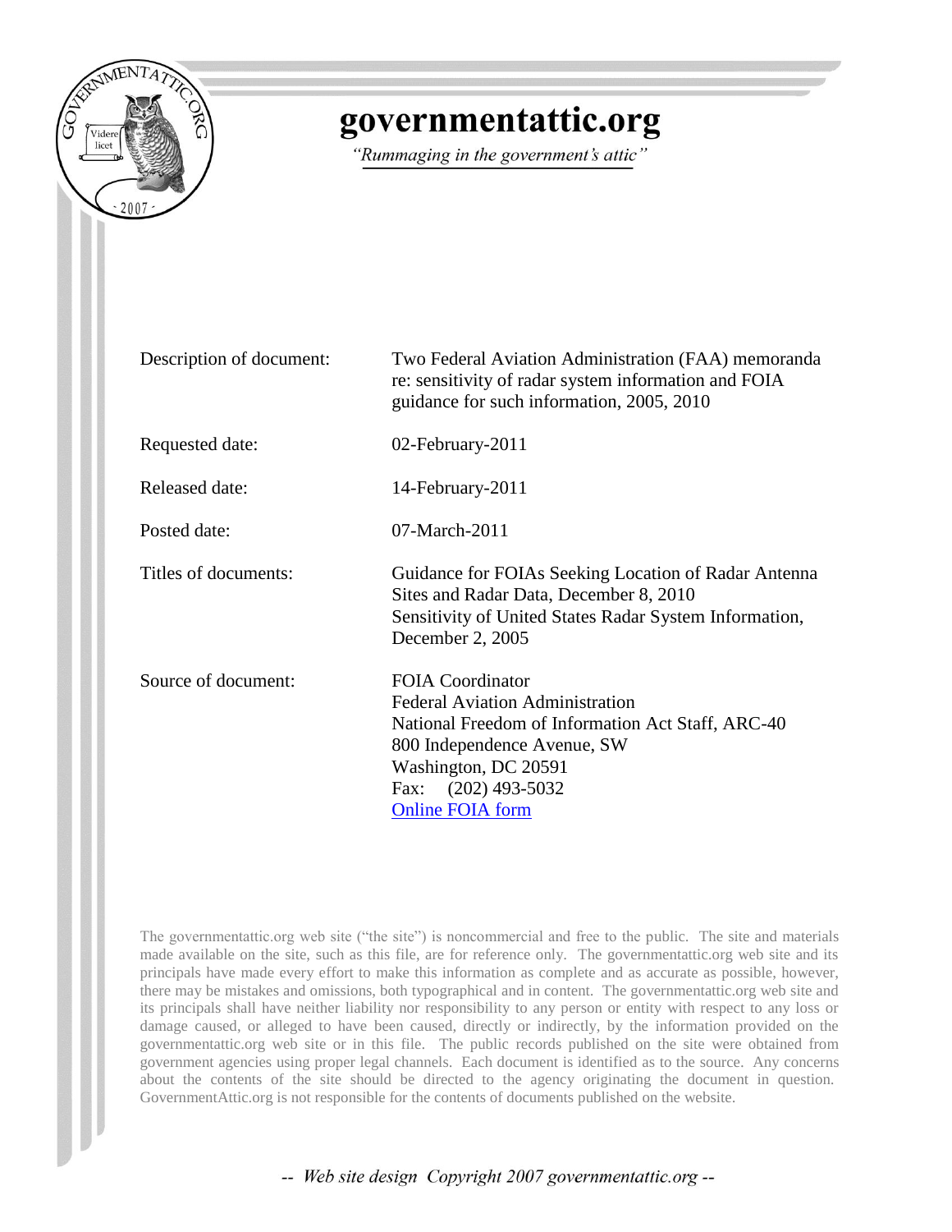# governmentattic.org

*"Rummaging in the government's attic"*

| | |
|---|---|
| Description of document: | Two Federal Aviation Administration (FAA) memoranda re: sensitivity of radar system information and FOIA guidance for such information, 2005, 2010 |
| Requested date: | 02-February-2011 |
| Released date: | 14-February-2011 |
| Posted date: | 07-March-2011 |
| Titles of documents: | Guidance for FOIAs Seeking Location of Radar Antenna Sites and Radar Data, December 8, 2010<br>Sensitivity of United States Radar System Information, December 2, 2005 |
| Source of document: | FOIA Coordinator<br>Federal Aviation Administration<br>National Freedom of Information Act Staff, ARC-40<br>800 Independence Avenue, SW<br>Washington, DC 20591<br>Fax: (202) 493-5032<br>Online FOIA form |

The governmentattic.org web site ("the site") is noncommercial and free to the public. The site and materials made available on the site, such as this file, are for reference only. The governmentattic.org web site and its principals have made every effort to make this information as complete and as accurate as possible, however, there may be mistakes and omissions, both typographical and in content. The governmentattic.org web site and its principals shall have neither liability nor responsibility to any person or entity with respect to any loss or damage caused, or alleged to have been caused, directly or indirectly, by the information provided on the governmentattic.org web site or in this file. The public records published on the site were obtained from government agencies using proper legal channels. Each document is identified as to the source. Any concerns about the contents of the site should be directed to the agency originating the document in question. GovernmentAttic.org is not responsible for the contents of documents published on the website.

*-- Web site design Copyright 2007 governmentattic.org --*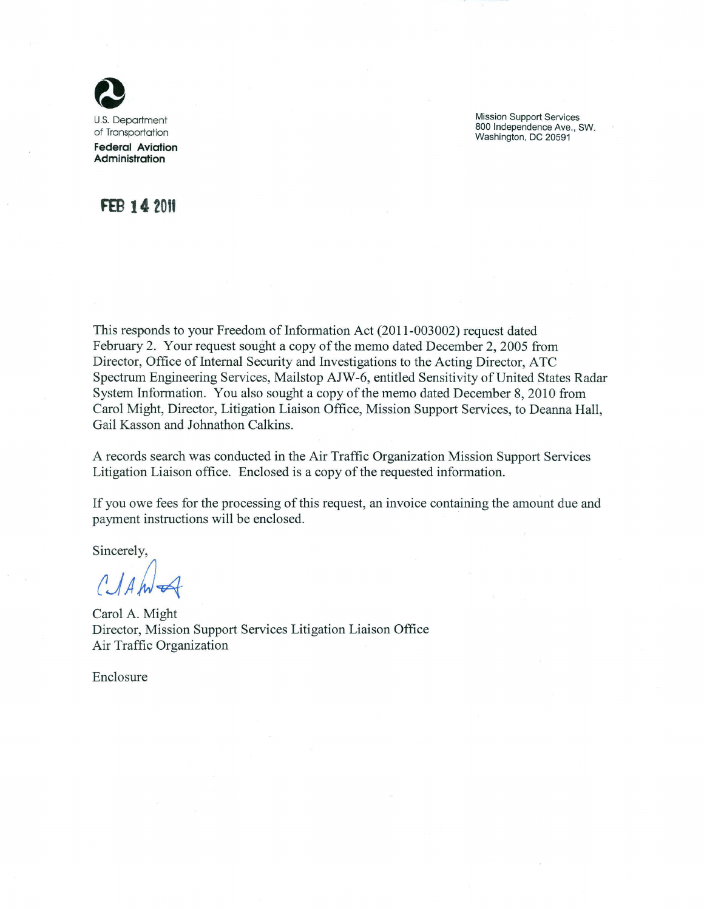U.S. Department of Transportation

**Federal Aviation Administration**

Mission Support Services
800 Independence Ave., SW.
Washington, DC 20591

**FEB 14 2011**

This responds to your Freedom of Information Act (2011-003002) request dated February 2. Your request sought a copy of the memo dated December 2, 2005 from Director, Office of Internal Security and Investigations to the Acting Director, ATC Spectrum Engineering Services, Mailstop AJW-6, entitled Sensitivity of United States Radar System Information. You also sought a copy of the memo dated December 8, 2010 from Carol Might, Director, Litigation Liaison Office, Mission Support Services, to Deanna Hall, Gail Kasson and Johnathon Calkins.

A records search was conducted in the Air Traffic Organization Mission Support Services Litigation Liaison office. Enclosed is a copy of the requested information.

If you owe fees for the processing of this request, an invoice containing the amount due and payment instructions will be enclosed.

Sincerely,

Carol A. Might
Director, Mission Support Services Litigation Liaison Office
Air Traffic Organization

Enclosure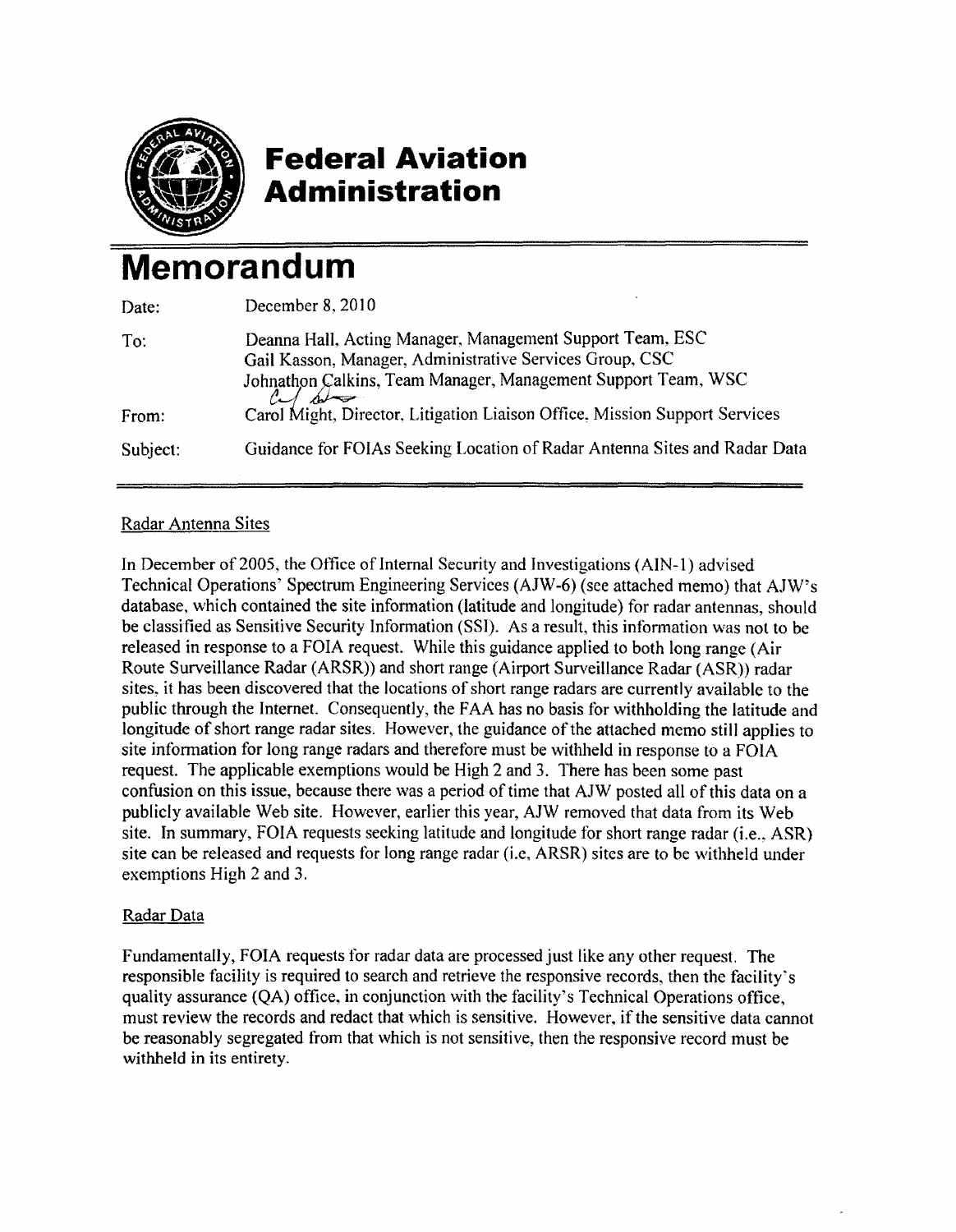# Federal Aviation Administration

# Memorandum

| | |
|---|---|
| Date: | December 8, 2010 |
| To: | Deanna Hall, Acting Manager, Management Support Team, ESC<br>Gail Kasson, Manager, Administrative Services Group, CSC<br>Johnathon Calkins, Team Manager, Management Support Team, WSC |
| From: | Carol Might, Director, Litigation Liaison Office, Mission Support Services |
| Subject: | Guidance for FOIAs Seeking Location of Radar Antenna Sites and Radar Data |

Radar Antenna Sites

In December of 2005, the Office of Internal Security and Investigations (AIN-1) advised Technical Operations' Spectrum Engineering Services (AJW-6) (see attached memo) that AJW's database, which contained the site information (latitude and longitude) for radar antennas, should be classified as Sensitive Security Information (SSI). As a result, this information was not to be released in response to a FOIA request. While this guidance applied to both long range (Air Route Surveillance Radar (ARSR)) and short range (Airport Surveillance Radar (ASR)) radar sites, it has been discovered that the locations of short range radars are currently available to the public through the Internet. Consequently, the FAA has no basis for withholding the latitude and longitude of short range radar sites. However, the guidance of the attached memo still applies to site information for long range radars and therefore must be withheld in response to a FOIA request. The applicable exemptions would be High 2 and 3. There has been some past confusion on this issue, because there was a period of time that AJW posted all of this data on a publicly available Web site. However, earlier this year, AJW removed that data from its Web site. In summary, FOIA requests seeking latitude and longitude for short range radar (i.e., ASR) site can be released and requests for long range radar (i.e, ARSR) sites are to be withheld under exemptions High 2 and 3.

Radar Data

Fundamentally, FOIA requests for radar data are processed just like any other request. The responsible facility is required to search and retrieve the responsive records, then the facility's quality assurance (QA) office, in conjunction with the facility's Technical Operations office, must review the records and redact that which is sensitive. However, if the sensitive data cannot be reasonably segregated from that which is not sensitive, then the responsive record must be withheld in its entirety.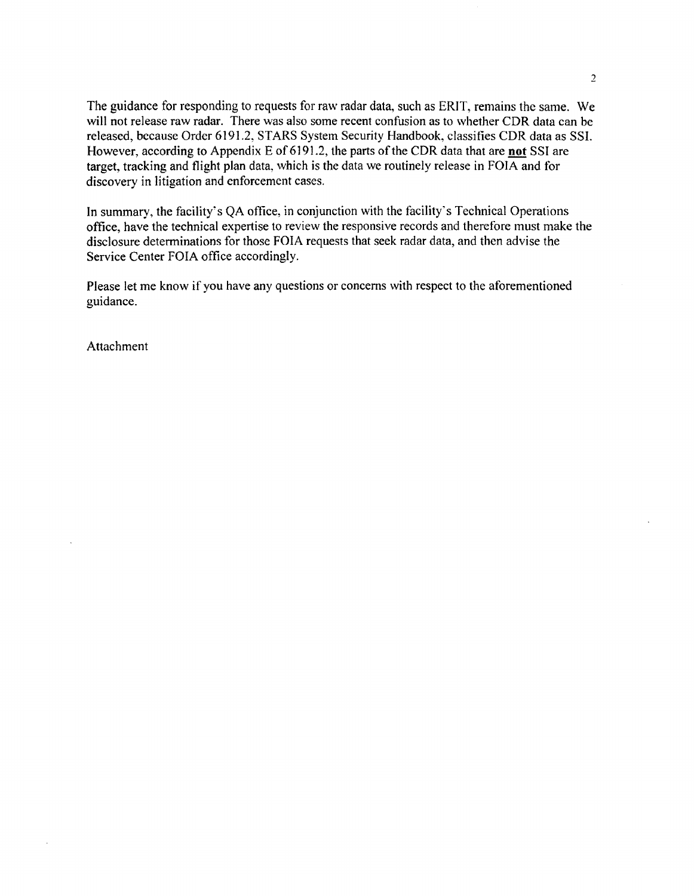The guidance for responding to requests for raw radar data, such as ERIT, remains the same. We will not release raw radar. There was also some recent confusion as to whether CDR data can be released, because Order 6191.2, STARS System Security Handbook, classifies CDR data as SSI. However, according to Appendix E of 6191.2, the parts of the CDR data that are **not** SSI are target, tracking and flight plan data, which is the data we routinely release in FOIA and for discovery in litigation and enforcement cases.

In summary, the facility's QA office, in conjunction with the facility's Technical Operations office, have the technical expertise to review the responsive records and therefore must make the disclosure determinations for those FOIA requests that seek radar data, and then advise the Service Center FOIA office accordingly.

Please let me know if you have any questions or concerns with respect to the aforementioned guidance.

Attachment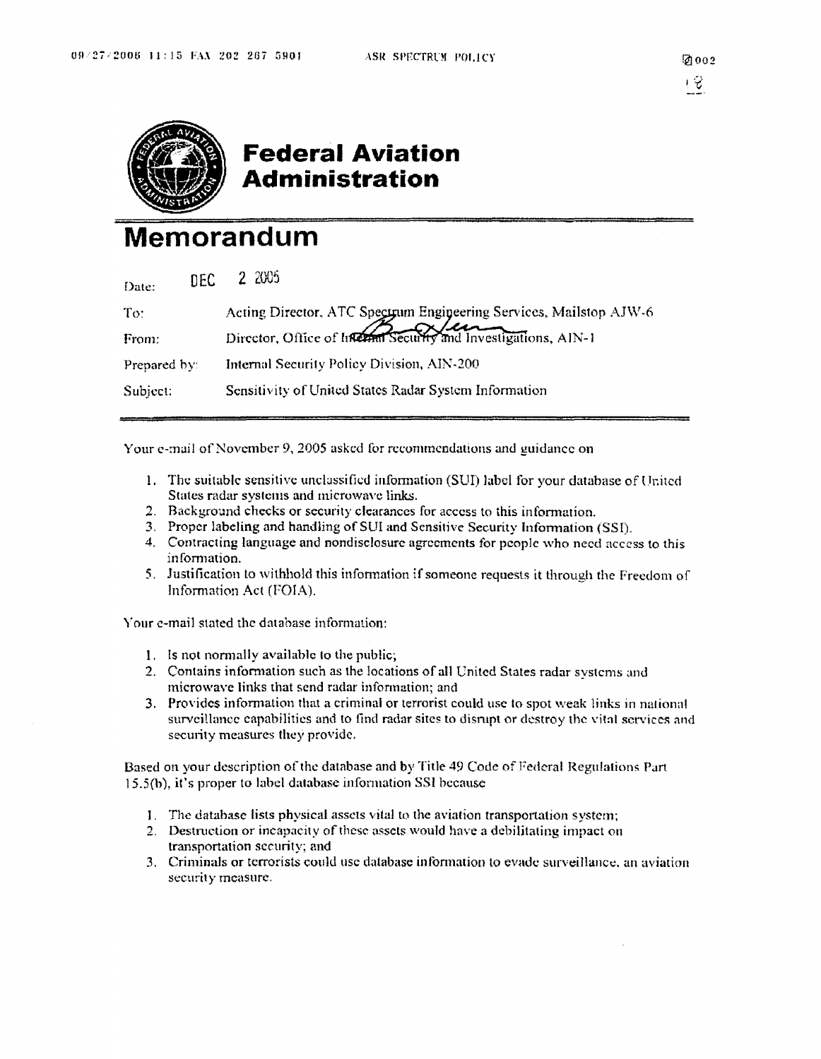# Federal Aviation Administration

# Memorandum

| | |
|---|---|
| Date: | DEC 2 2005 |
| To: | Acting Director, ATC Spectrum Engineering Services, Mailstop AJW-6 |
| From: | Director, Office of Internal Security and Investigations, AIN-1 |
| Prepared by: | Internal Security Policy Division, AIN-200 |
| Subject: | Sensitivity of United States Radar System Information |

Your e-mail of November 9, 2005 asked for recommendations and guidance on

1. The suitable sensitive unclassified information (SUI) label for your database of United States radar systems and microwave links.
2. Background checks or security clearances for access to this information.
3. Proper labeling and handling of SUI and Sensitive Security Information (SSI).
4. Contracting language and nondisclosure agreements for people who need access to this information.
5. Justification to withhold this information if someone requests it through the Freedom of Information Act (FOIA).

Your e-mail stated the database information:

1. Is not normally available to the public;
2. Contains information such as the locations of all United States radar systems and microwave links that send radar information; and
3. Provides information that a criminal or terrorist could use to spot weak links in national surveillance capabilities and to find radar sites to disrupt or destroy the vital services and security measures they provide.

Based on your description of the database and by Title 49 Code of Federal Regulations Part 15.5(b), it's proper to label database information SSI because

1. The database lists physical assets vital to the aviation transportation system;
2. Destruction or incapacity of these assets would have a debilitating impact on transportation security; and
3. Criminals or terrorists could use database information to evade surveillance, an aviation security measure.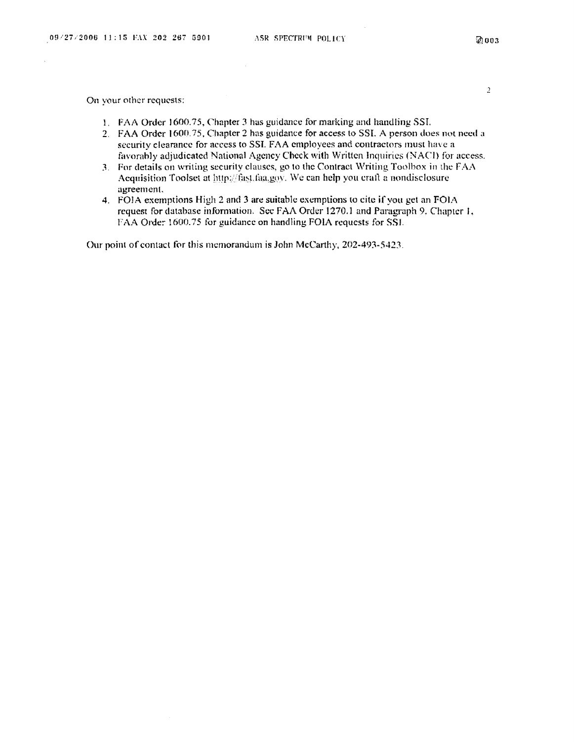On your other requests:

1. FAA Order 1600.75, Chapter 3 has guidance for marking and handling SSI.
2. FAA Order 1600.75, Chapter 2 has guidance for access to SSI. A person does not need a security clearance for access to SSI. FAA employees and contractors must have a favorably adjudicated National Agency Check with Written Inquiries (NACI) for access.
3. For details on writing security clauses, go to the Contract Writing Toolbox in the FAA Acquisition Toolset at http://fast.faa.gov. We can help you craft a nondisclosure agreement.
4. FOIA exemptions High 2 and 3 are suitable exemptions to cite if you get an FOIA request for database information. See FAA Order 1270.1 and Paragraph 9, Chapter 1, FAA Order 1600.75 for guidance on handling FOIA requests for SSI.

Our point of contact for this memorandum is John McCarthy, 202-493-5423.